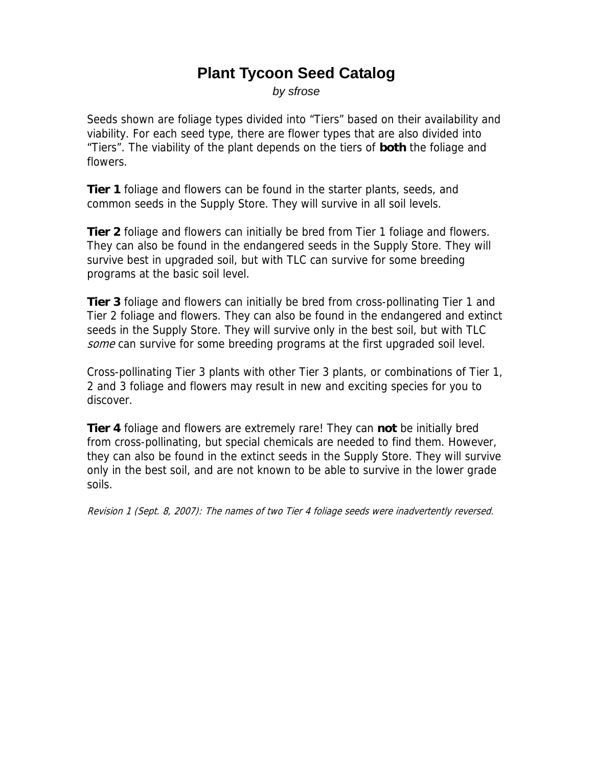# Plant Tycoon Seed Catalog

*by sfrose*

Seeds shown are foliage types divided into "Tiers" based on their availability and viability. For each seed type, there are flower types that are also divided into "Tiers". The viability of the plant depends on the tiers of **both** the foliage and flowers.

**Tier 1** foliage and flowers can be found in the starter plants, seeds, and common seeds in the Supply Store. They will survive in all soil levels.

**Tier 2** foliage and flowers can initially be bred from Tier 1 foliage and flowers. They can also be found in the endangered seeds in the Supply Store. They will survive best in upgraded soil, but with TLC can survive for some breeding programs at the basic soil level.

**Tier 3** foliage and flowers can initially be bred from cross-pollinating Tier 1 and Tier 2 foliage and flowers. They can also be found in the endangered and extinct seeds in the Supply Store. They will survive only in the best soil, but with TLC *some* can survive for some breeding programs at the first upgraded soil level.

Cross-pollinating Tier 3 plants with other Tier 3 plants, or combinations of Tier 1, 2 and 3 foliage and flowers may result in new and exciting species for you to discover.

**Tier 4** foliage and flowers are extremely rare! They can **not** be initially bred from cross-pollinating, but special chemicals are needed to find them. However, they can also be found in the extinct seeds in the Supply Store. They will survive only in the best soil, and are not known to be able to survive in the lower grade soils.

*Revision 1 (Sept. 8, 2007): The names of two Tier 4 foliage seeds were inadvertently reversed.*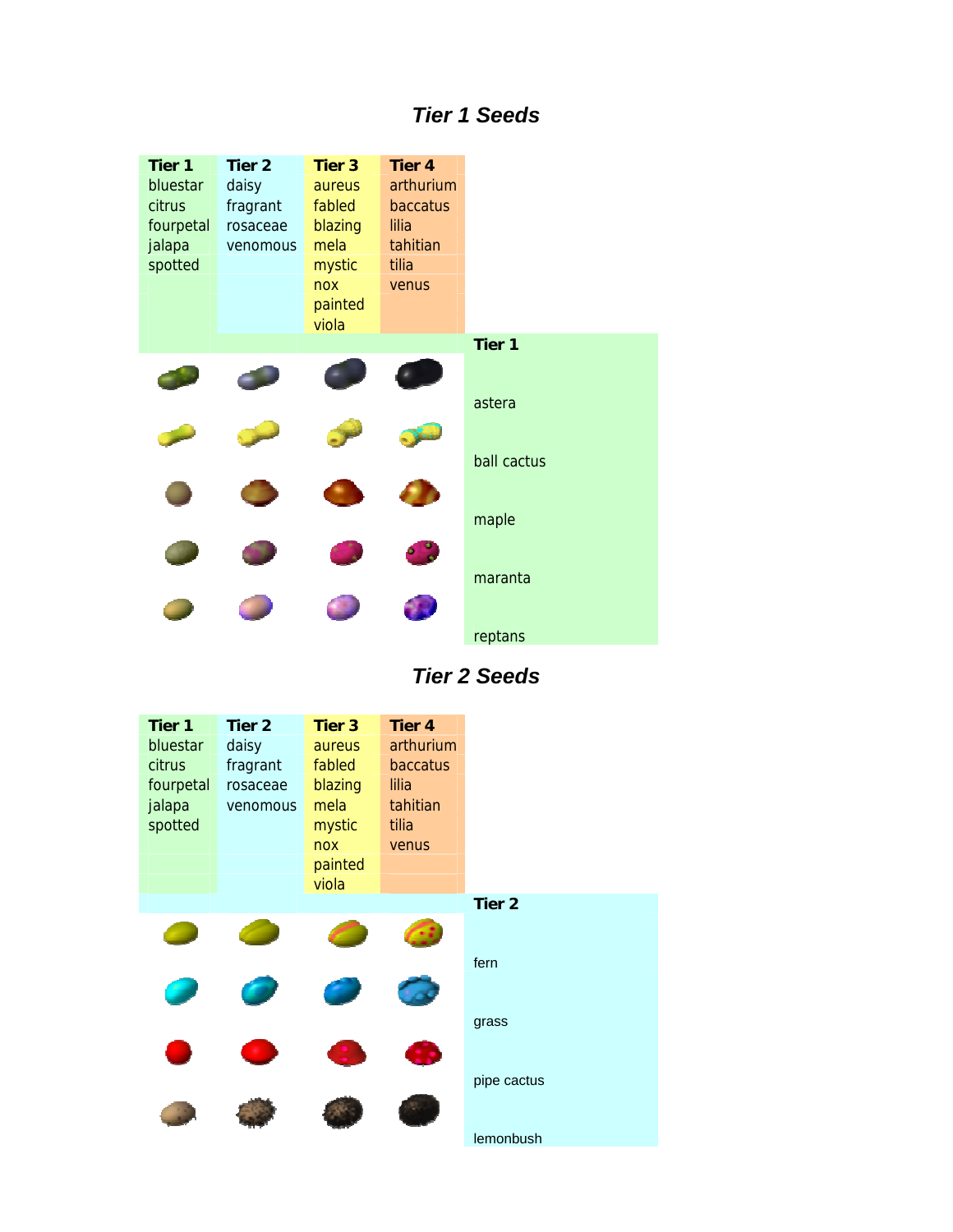## *Tier 1 Seeds*

| Tier 1 | Tier 2 | Tier 3 | Tier 4 |
|---|---|---|---|
| bluestar | daisy | aureus | arthurium |
| citrus | fragrant | fabled | baccatus |
| fourpetal | rosaceae | blazing | lilia |
| jalapa | venomous | mela | tahitian |
| spotted | | mystic | tilia |
| | | nox | venus |
| | | painted | |
| | | viola | |

**Tier 1**

astera

ball cactus

maple

maranta

reptans

## *Tier 2 Seeds*

| Tier 1 | Tier 2 | Tier 3 | Tier 4 |
|---|---|---|---|
| bluestar | daisy | aureus | arthurium |
| citrus | fragrant | fabled | baccatus |
| fourpetal | rosaceae | blazing | lilia |
| jalapa | venomous | mela | tahitian |
| spotted | | mystic | tilia |
| | | nox | venus |
| | | painted | |
| | | viola | |

**Tier 2**

fern

grass

pipe cactus

lemonbush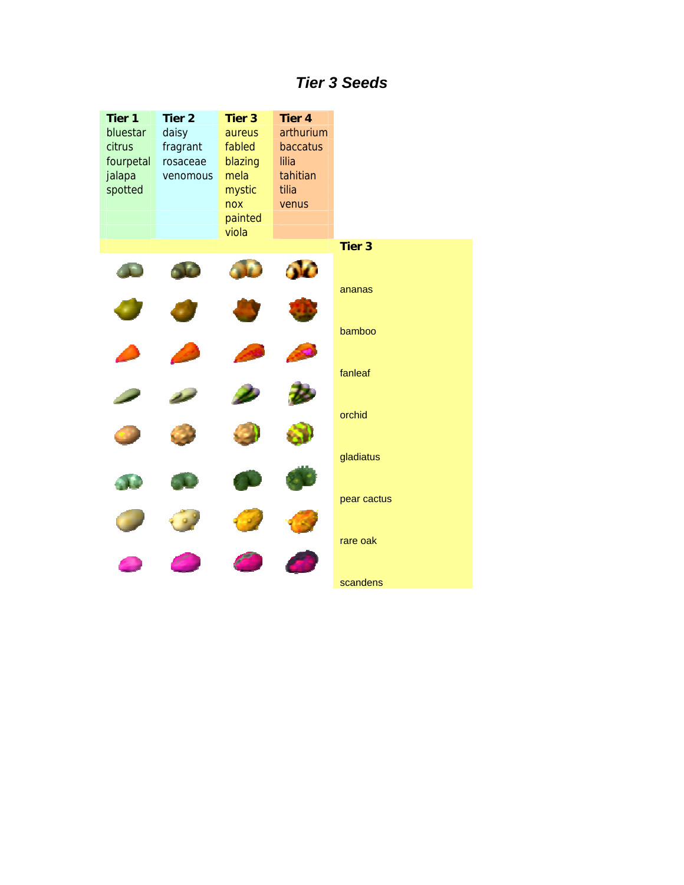# *Tier 3 Seeds*

| Tier 1 | Tier 2 | Tier 3 | Tier 4 |
|---|---|---|---|
| bluestar | daisy | aureus | arthurium |
| citrus | fragrant | fabled | baccatus |
| fourpetal | rosaceae | blazing | lilia |
| jalapa | venomous | mela | tahitian |
| spotted | | mystic | tilia |
| | | nox | venus |
| | | painted | |
| | | viola | |

**Tier 3**

ananas

bamboo

fanleaf

orchid

gladiatus

pear cactus

rare oak

scandens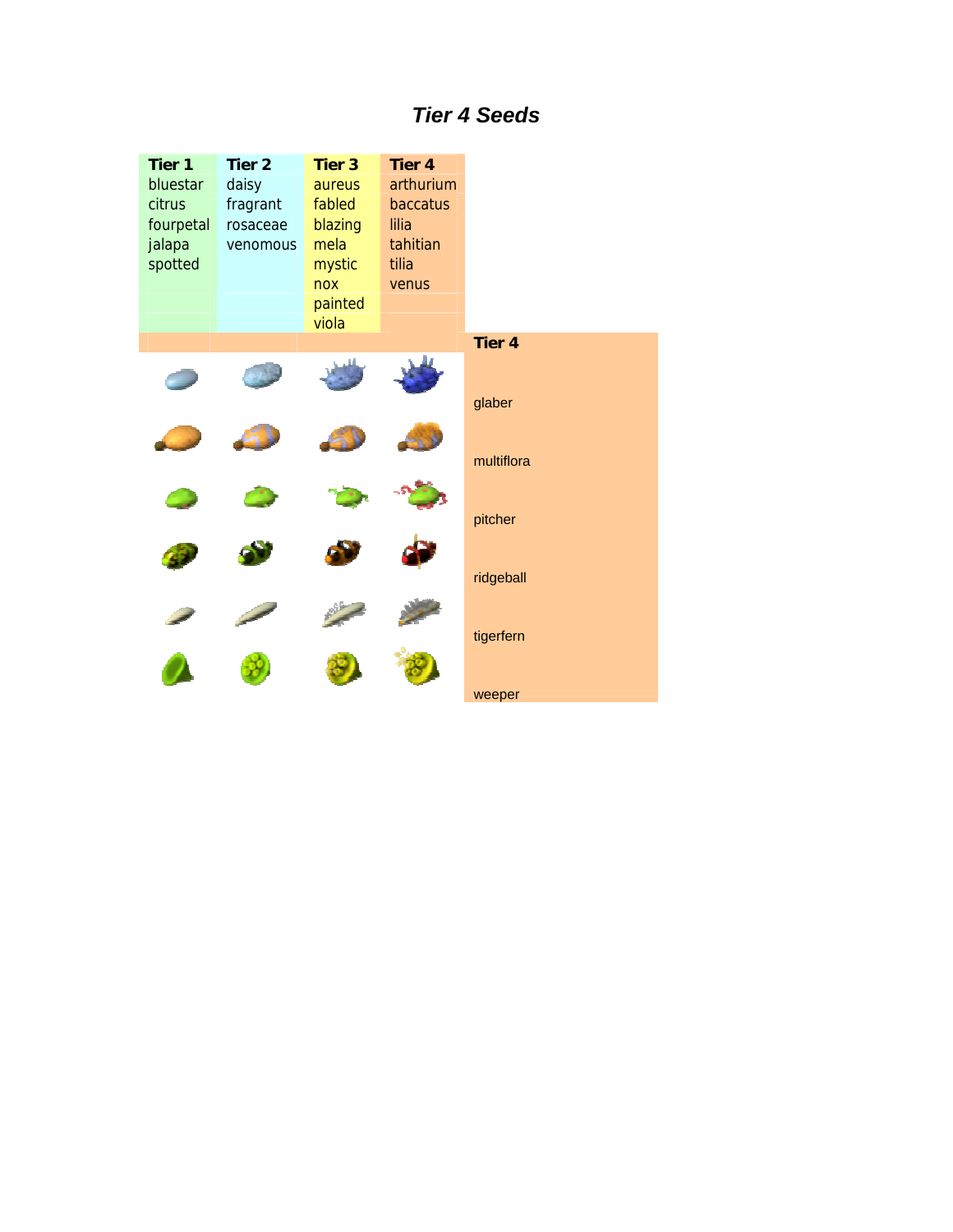## *Tier 4 Seeds*

| Tier 1 | Tier 2 | Tier 3 | Tier 4 |
|---|---|---|---|
| bluestar | daisy | aureus | arthurium |
| citrus | fragrant | fabled | baccatus |
| fourpetal | rosaceae | blazing | lilia |
| jalapa | venomous | mela | tahitian |
| spotted | | mystic | tilia |
| | | nox | venus |
| | | painted | |
| | | viola | |

**Tier 4**

glaber

multiflora

pitcher

ridgeball

tigerfern

weeper